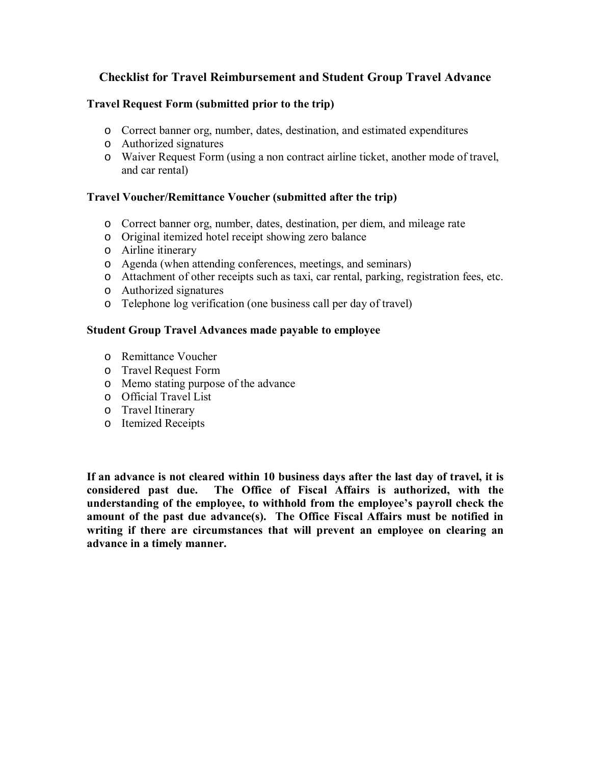## Checklist for Travel Reimbursement and Student Group Travel Advance

### Travel Request Form (submitted prior to the trip)

- Correct banner org, number, dates, destination, and estimated expenditures
- Authorized signatures
- Waiver Request Form (using a non contract airline ticket, another mode of travel, and car rental)

### Travel Voucher/Remittance Voucher (submitted after the trip)

- Correct banner org, number, dates, destination, per diem, and mileage rate
- Original itemized hotel receipt showing zero balance
- Airline itinerary
- Agenda (when attending conferences, meetings, and seminars)
- Attachment of other receipts such as taxi, car rental, parking, registration fees, etc.
- Authorized signatures
- Telephone log verification (one business call per day of travel)

### Student Group Travel Advances made payable to employee

- Remittance Voucher
- Travel Request Form
- Memo stating purpose of the advance
- Official Travel List
- Travel Itinerary
- Itemized Receipts

**If an advance is not cleared within 10 business days after the last day of travel, it is considered past due. The Office of Fiscal Affairs is authorized, with the understanding of the employee, to withhold from the employee's payroll check the amount of the past due advance(s). The Office Fiscal Affairs must be notified in writing if there are circumstances that will prevent an employee on clearing an advance in a timely manner.**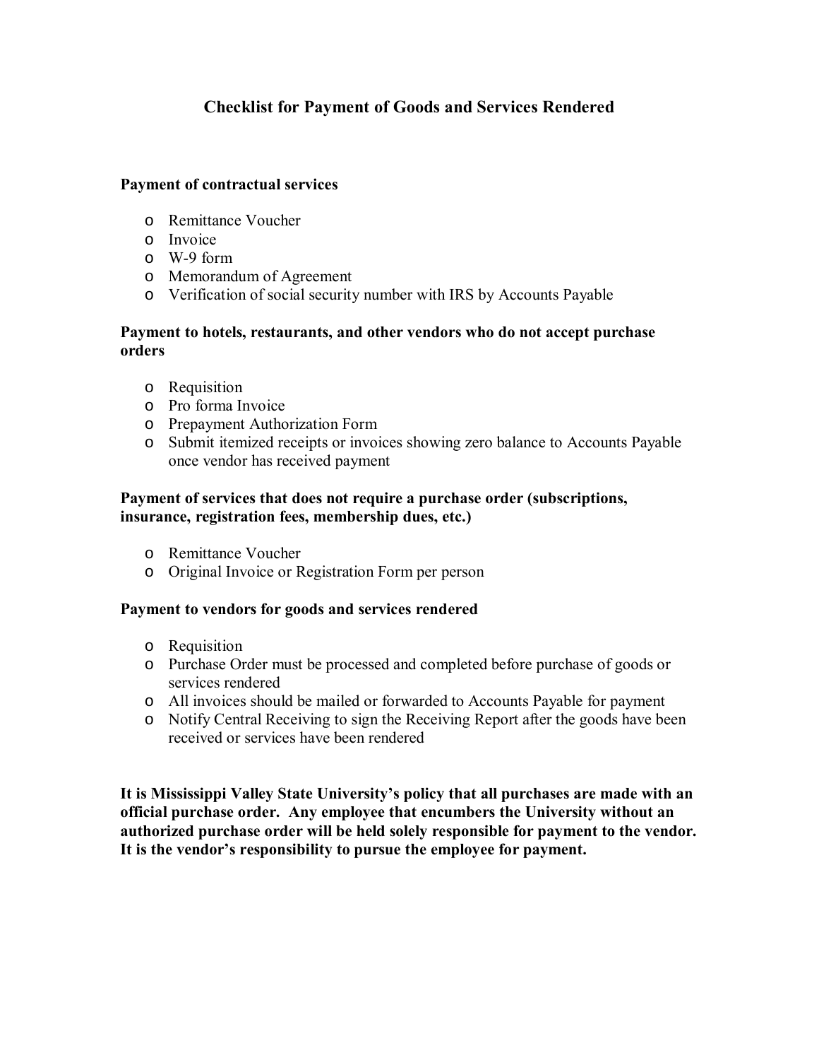# Checklist for Payment of Goods and Services Rendered

**Payment of contractual services**

- Remittance Voucher
- Invoice
- W-9 form
- Memorandum of Agreement
- Verification of social security number with IRS by Accounts Payable

**Payment to hotels, restaurants, and other vendors who do not accept purchase orders**

- Requisition
- Pro forma Invoice
- Prepayment Authorization Form
- Submit itemized receipts or invoices showing zero balance to Accounts Payable once vendor has received payment

**Payment of services that does not require a purchase order (subscriptions, insurance, registration fees, membership dues, etc.)**

- Remittance Voucher
- Original Invoice or Registration Form per person

**Payment to vendors for goods and services rendered**

- Requisition
- Purchase Order must be processed and completed before purchase of goods or services rendered
- All invoices should be mailed or forwarded to Accounts Payable for payment
- Notify Central Receiving to sign the Receiving Report after the goods have been received or services have been rendered

**It is Mississippi Valley State University's policy that all purchases are made with an official purchase order. Any employee that encumbers the University without an authorized purchase order will be held solely responsible for payment to the vendor. It is the vendor's responsibility to pursue the employee for payment.**